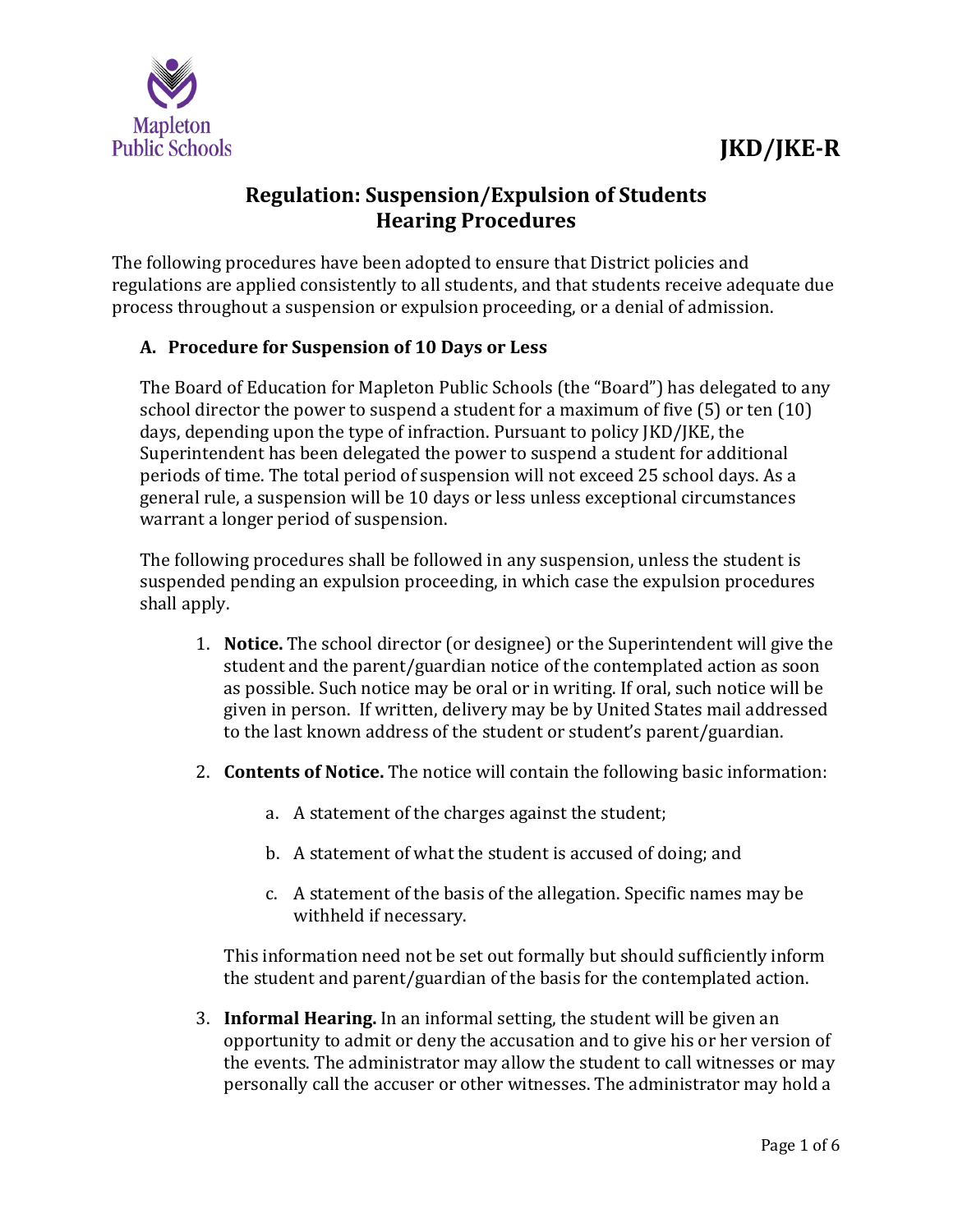**JKD/JKE-R**

# Regulation: Suspension/Expulsion of Students
# Hearing Procedures

The following procedures have been adopted to ensure that District policies and regulations are applied consistently to all students, and that students receive adequate due process throughout a suspension or expulsion proceeding, or a denial of admission.

## A. Procedure for Suspension of 10 Days or Less

The Board of Education for Mapleton Public Schools (the "Board") has delegated to any school director the power to suspend a student for a maximum of five (5) or ten (10) days, depending upon the type of infraction. Pursuant to policy JKD/JKE, the Superintendent has been delegated the power to suspend a student for additional periods of time. The total period of suspension will not exceed 25 school days. As a general rule, a suspension will be 10 days or less unless exceptional circumstances warrant a longer period of suspension.

The following procedures shall be followed in any suspension, unless the student is suspended pending an expulsion proceeding, in which case the expulsion procedures shall apply.

1. **Notice.** The school director (or designee) or the Superintendent will give the student and the parent/guardian notice of the contemplated action as soon as possible. Such notice may be oral or in writing. If oral, such notice will be given in person. If written, delivery may be by United States mail addressed to the last known address of the student or student's parent/guardian.

2. **Contents of Notice.** The notice will contain the following basic information:

    a. A statement of the charges against the student;

    b. A statement of what the student is accused of doing; and

    c. A statement of the basis of the allegation. Specific names may be withheld if necessary.

    This information need not be set out formally but should sufficiently inform the student and parent/guardian of the basis for the contemplated action.

3. **Informal Hearing.** In an informal setting, the student will be given an opportunity to admit or deny the accusation and to give his or her version of the events. The administrator may allow the student to call witnesses or may personally call the accuser or other witnesses. The administrator may hold a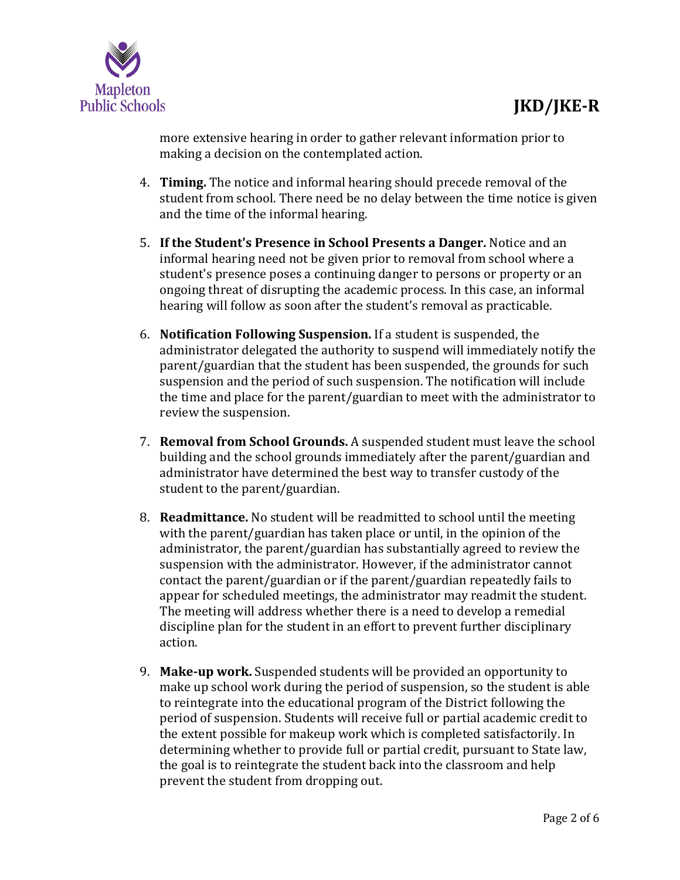more extensive hearing in order to gather relevant information prior to making a decision on the contemplated action.

4. **Timing.** The notice and informal hearing should precede removal of the student from school. There need be no delay between the time notice is given and the time of the informal hearing.

5. **If the Student's Presence in School Presents a Danger.** Notice and an informal hearing need not be given prior to removal from school where a student's presence poses a continuing danger to persons or property or an ongoing threat of disrupting the academic process. In this case, an informal hearing will follow as soon after the student's removal as practicable.

6. **Notification Following Suspension.** If a student is suspended, the administrator delegated the authority to suspend will immediately notify the parent/guardian that the student has been suspended, the grounds for such suspension and the period of such suspension. The notification will include the time and place for the parent/guardian to meet with the administrator to review the suspension.

7. **Removal from School Grounds.** A suspended student must leave the school building and the school grounds immediately after the parent/guardian and administrator have determined the best way to transfer custody of the student to the parent/guardian.

8. **Readmittance.** No student will be readmitted to school until the meeting with the parent/guardian has taken place or until, in the opinion of the administrator, the parent/guardian has substantially agreed to review the suspension with the administrator. However, if the administrator cannot contact the parent/guardian or if the parent/guardian repeatedly fails to appear for scheduled meetings, the administrator may readmit the student. The meeting will address whether there is a need to develop a remedial discipline plan for the student in an effort to prevent further disciplinary action.

9. **Make-up work.** Suspended students will be provided an opportunity to make up school work during the period of suspension, so the student is able to reintegrate into the educational program of the District following the period of suspension. Students will receive full or partial academic credit to the extent possible for makeup work which is completed satisfactorily. In determining whether to provide full or partial credit, pursuant to State law, the goal is to reintegrate the student back into the classroom and help prevent the student from dropping out.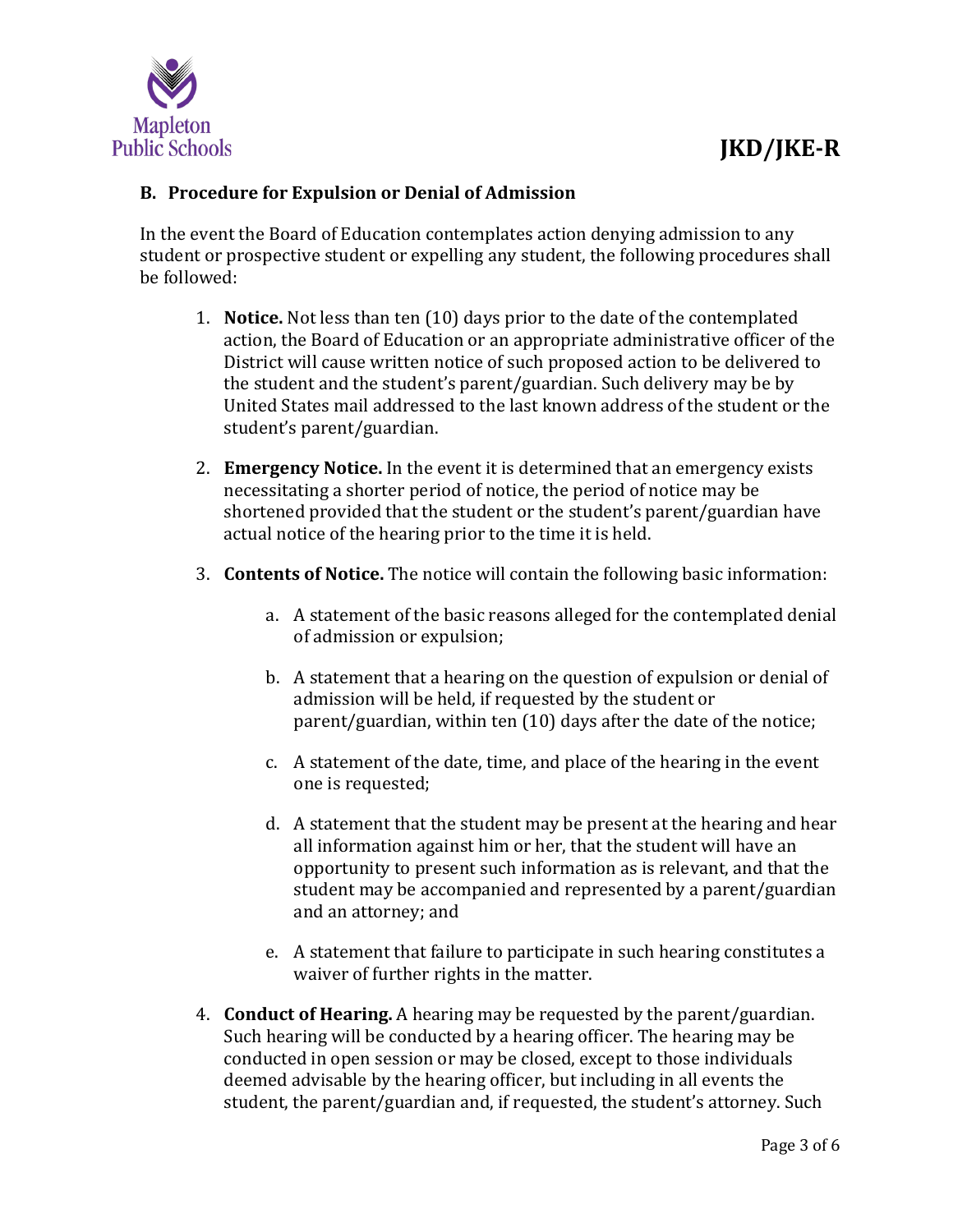### B. Procedure for Expulsion or Denial of Admission

In the event the Board of Education contemplates action denying admission to any student or prospective student or expelling any student, the following procedures shall be followed:

1. **Notice.** Not less than ten (10) days prior to the date of the contemplated action, the Board of Education or an appropriate administrative officer of the District will cause written notice of such proposed action to be delivered to the student and the student's parent/guardian. Such delivery may be by United States mail addressed to the last known address of the student or the student's parent/guardian.

2. **Emergency Notice.** In the event it is determined that an emergency exists necessitating a shorter period of notice, the period of notice may be shortened provided that the student or the student's parent/guardian have actual notice of the hearing prior to the time it is held.

3. **Contents of Notice.** The notice will contain the following basic information:

    a. A statement of the basic reasons alleged for the contemplated denial of admission or expulsion;

    b. A statement that a hearing on the question of expulsion or denial of admission will be held, if requested by the student or parent/guardian, within ten (10) days after the date of the notice;

    c. A statement of the date, time, and place of the hearing in the event one is requested;

    d. A statement that the student may be present at the hearing and hear all information against him or her, that the student will have an opportunity to present such information as is relevant, and that the student may be accompanied and represented by a parent/guardian and an attorney; and

    e. A statement that failure to participate in such hearing constitutes a waiver of further rights in the matter.

4. **Conduct of Hearing.** A hearing may be requested by the parent/guardian. Such hearing will be conducted by a hearing officer. The hearing may be conducted in open session or may be closed, except to those individuals deemed advisable by the hearing officer, but including in all events the student, the parent/guardian and, if requested, the student's attorney. Such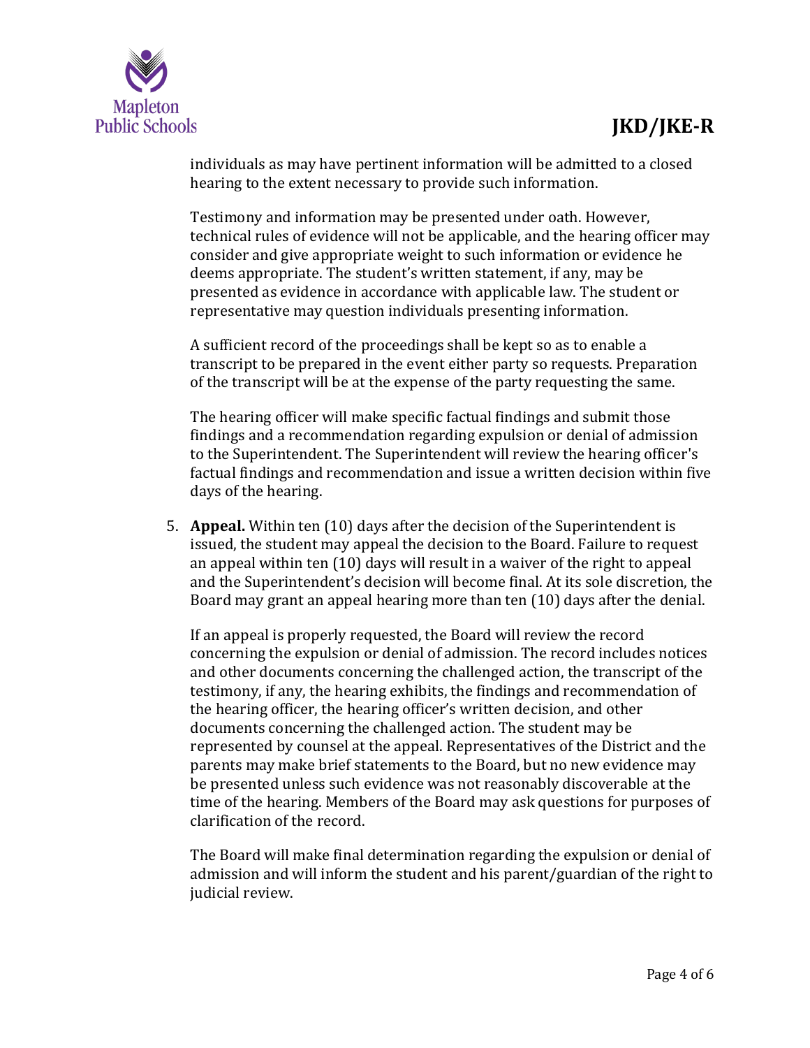individuals as may have pertinent information will be admitted to a closed hearing to the extent necessary to provide such information.

Testimony and information may be presented under oath. However, technical rules of evidence will not be applicable, and the hearing officer may consider and give appropriate weight to such information or evidence he deems appropriate. The student's written statement, if any, may be presented as evidence in accordance with applicable law. The student or representative may question individuals presenting information.

A sufficient record of the proceedings shall be kept so as to enable a transcript to be prepared in the event either party so requests. Preparation of the transcript will be at the expense of the party requesting the same.

The hearing officer will make specific factual findings and submit those findings and a recommendation regarding expulsion or denial of admission to the Superintendent. The Superintendent will review the hearing officer's factual findings and recommendation and issue a written decision within five days of the hearing.

5. **Appeal.** Within ten (10) days after the decision of the Superintendent is issued, the student may appeal the decision to the Board. Failure to request an appeal within ten (10) days will result in a waiver of the right to appeal and the Superintendent's decision will become final. At its sole discretion, the Board may grant an appeal hearing more than ten (10) days after the denial.

   If an appeal is properly requested, the Board will review the record concerning the expulsion or denial of admission. The record includes notices and other documents concerning the challenged action, the transcript of the testimony, if any, the hearing exhibits, the findings and recommendation of the hearing officer, the hearing officer's written decision, and other documents concerning the challenged action. The student may be represented by counsel at the appeal. Representatives of the District and the parents may make brief statements to the Board, but no new evidence may be presented unless such evidence was not reasonably discoverable at the time of the hearing. Members of the Board may ask questions for purposes of clarification of the record.

   The Board will make final determination regarding the expulsion or denial of admission and will inform the student and his parent/guardian of the right to judicial review.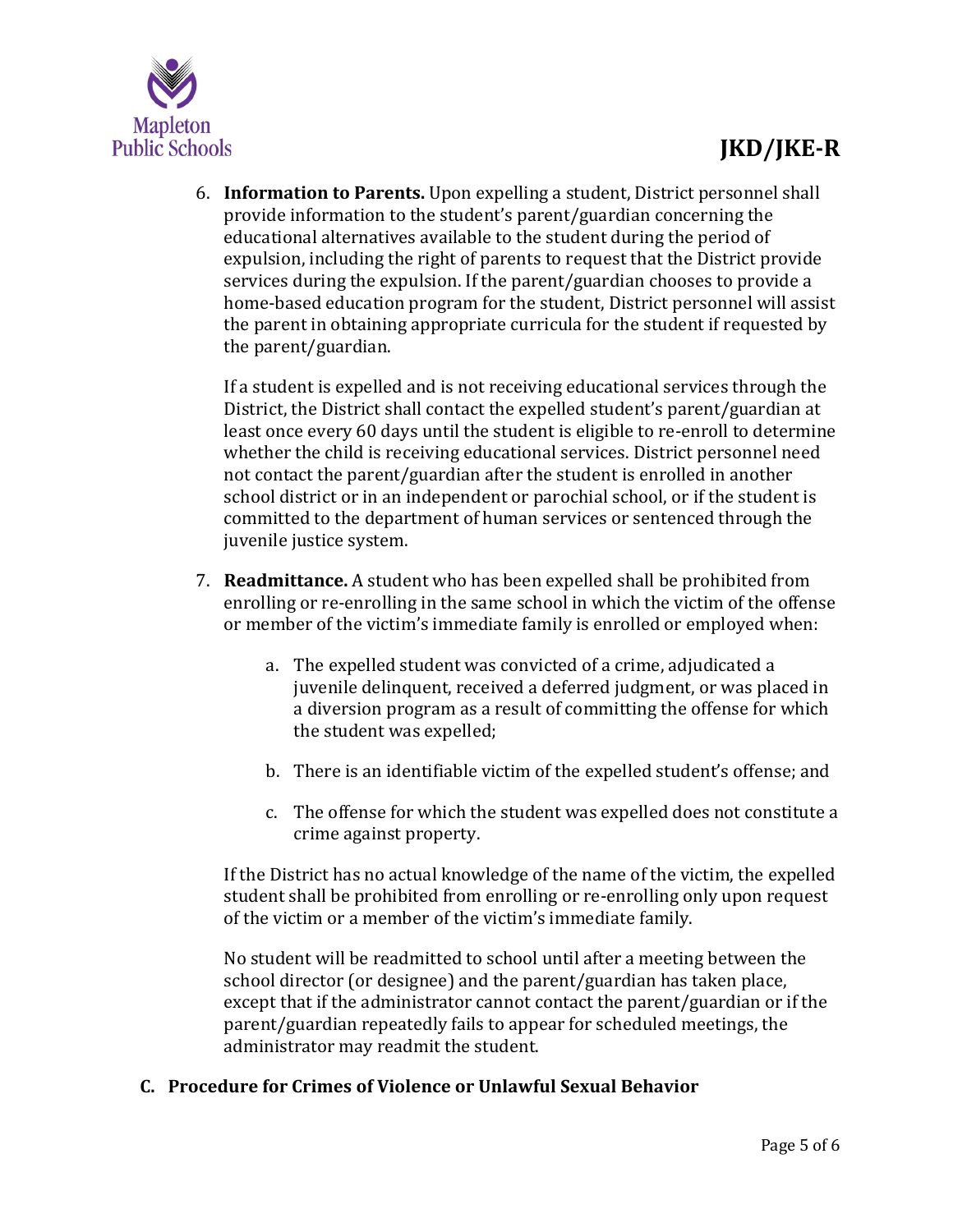6. **Information to Parents.** Upon expelling a student, District personnel shall provide information to the student's parent/guardian concerning the educational alternatives available to the student during the period of expulsion, including the right of parents to request that the District provide services during the expulsion. If the parent/guardian chooses to provide a home-based education program for the student, District personnel will assist the parent in obtaining appropriate curricula for the student if requested by the parent/guardian.

   If a student is expelled and is not receiving educational services through the District, the District shall contact the expelled student's parent/guardian at least once every 60 days until the student is eligible to re-enroll to determine whether the child is receiving educational services. District personnel need not contact the parent/guardian after the student is enrolled in another school district or in an independent or parochial school, or if the student is committed to the department of human services or sentenced through the juvenile justice system.

7. **Readmittance.** A student who has been expelled shall be prohibited from enrolling or re-enrolling in the same school in which the victim of the offense or member of the victim's immediate family is enrolled or employed when:

   a. The expelled student was convicted of a crime, adjudicated a juvenile delinquent, received a deferred judgment, or was placed in a diversion program as a result of committing the offense for which the student was expelled;

   b. There is an identifiable victim of the expelled student's offense; and

   c. The offense for which the student was expelled does not constitute a crime against property.

   If the District has no actual knowledge of the name of the victim, the expelled student shall be prohibited from enrolling or re-enrolling only upon request of the victim or a member of the victim's immediate family.

   No student will be readmitted to school until after a meeting between the school director (or designee) and the parent/guardian has taken place, except that if the administrator cannot contact the parent/guardian or if the parent/guardian repeatedly fails to appear for scheduled meetings, the administrator may readmit the student.

## C. Procedure for Crimes of Violence or Unlawful Sexual Behavior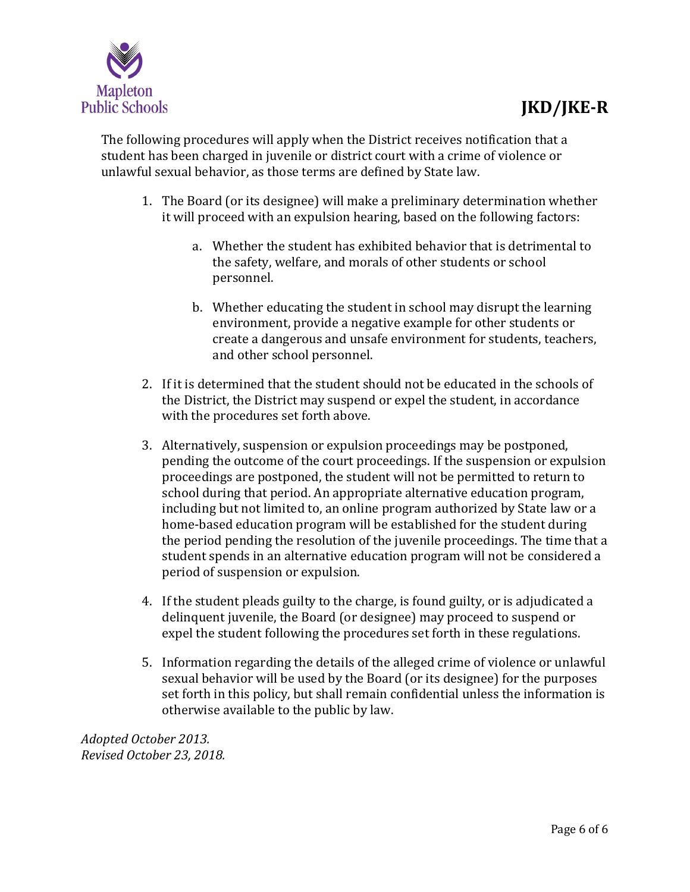The following procedures will apply when the District receives notification that a student has been charged in juvenile or district court with a crime of violence or unlawful sexual behavior, as those terms are defined by State law.

1. The Board (or its designee) will make a preliminary determination whether it will proceed with an expulsion hearing, based on the following factors:

    a. Whether the student has exhibited behavior that is detrimental to the safety, welfare, and morals of other students or school personnel.

    b. Whether educating the student in school may disrupt the learning environment, provide a negative example for other students or create a dangerous and unsafe environment for students, teachers, and other school personnel.

2. If it is determined that the student should not be educated in the schools of the District, the District may suspend or expel the student, in accordance with the procedures set forth above.

3. Alternatively, suspension or expulsion proceedings may be postponed, pending the outcome of the court proceedings. If the suspension or expulsion proceedings are postponed, the student will not be permitted to return to school during that period. An appropriate alternative education program, including but not limited to, an online program authorized by State law or a home-based education program will be established for the student during the period pending the resolution of the juvenile proceedings. The time that a student spends in an alternative education program will not be considered a period of suspension or expulsion.

4. If the student pleads guilty to the charge, is found guilty, or is adjudicated a delinquent juvenile, the Board (or designee) may proceed to suspend or expel the student following the procedures set forth in these regulations.

5. Information regarding the details of the alleged crime of violence or unlawful sexual behavior will be used by the Board (or its designee) for the purposes set forth in this policy, but shall remain confidential unless the information is otherwise available to the public by law.

*Adopted October 2013.*
*Revised October 23, 2018.*